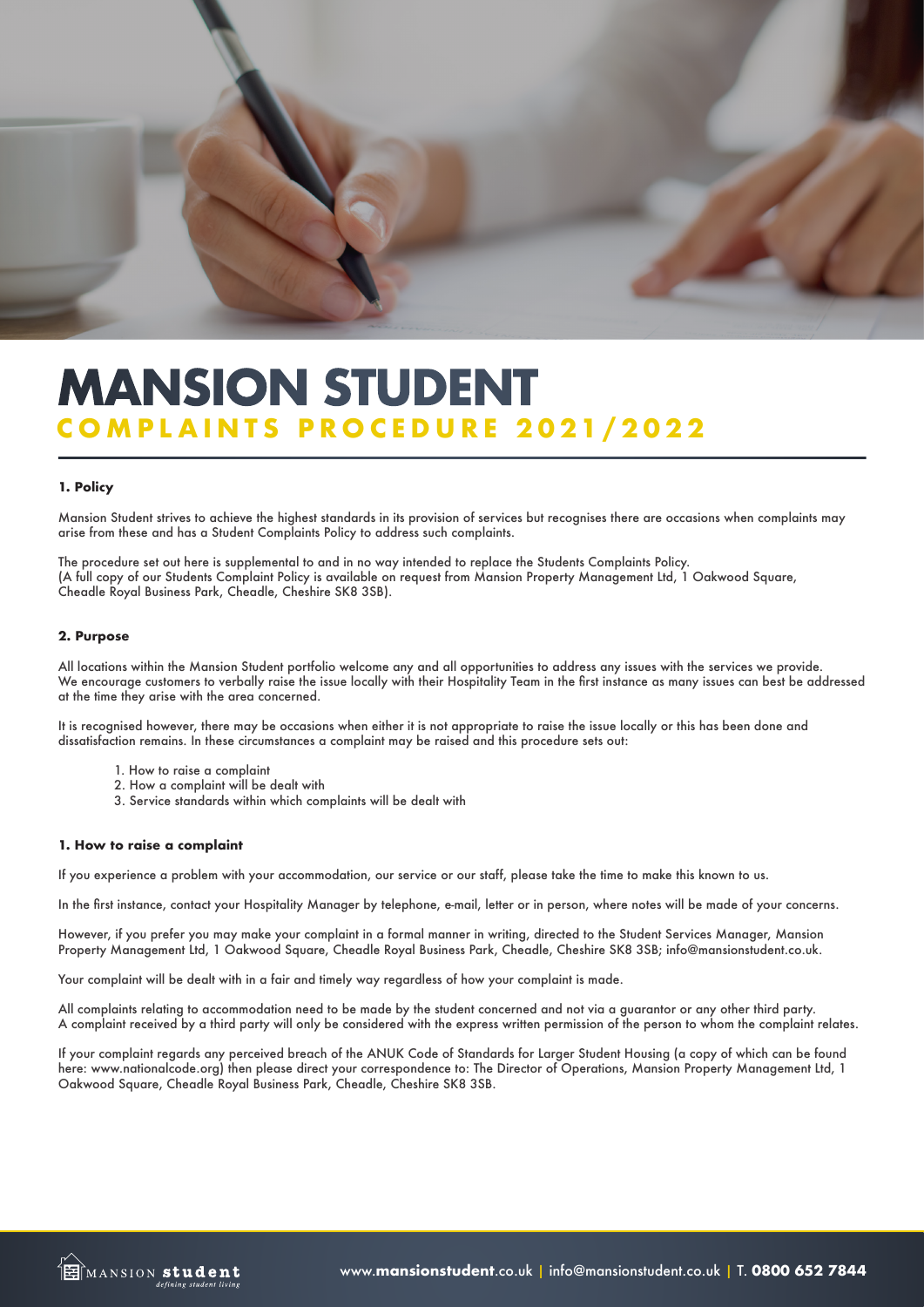# MANSION STUDENT

## COMPLAINTS PROCEDURE 2021/2022

### 1. Policy

Mansion Student strives to achieve the highest standards in its provision of services but recognises there are occasions when complaints may arise from these and has a Student Complaints Policy to address such complaints.

The procedure set out here is supplemental to and in no way intended to replace the Students Complaints Policy.
(A full copy of our Students Complaint Policy is available on request from Mansion Property Management Ltd, 1 Oakwood Square, Cheadle Royal Business Park, Cheadle, Cheshire SK8 3SB).

### 2. Purpose

All locations within the Mansion Student portfolio welcome any and all opportunities to address any issues with the services we provide. We encourage customers to verbally raise the issue locally with their Hospitality Team in the first instance as many issues can best be addressed at the time they arise with the area concerned.

It is recognised however, there may be occasions when either it is not appropriate to raise the issue locally or this has been done and dissatisfaction remains. In these circumstances a complaint may be raised and this procedure sets out:

1. How to raise a complaint
2. How a complaint will be dealt with
3. Service standards within which complaints will be dealt with

### 1. How to raise a complaint

If you experience a problem with your accommodation, our service or our staff, please take the time to make this known to us.

In the first instance, contact your Hospitality Manager by telephone, e-mail, letter or in person, where notes will be made of your concerns.

However, if you prefer you may make your complaint in a formal manner in writing, directed to the Student Services Manager, Mansion Property Management Ltd, 1 Oakwood Square, Cheadle Royal Business Park, Cheadle, Cheshire SK8 3SB; info@mansionstudent.co.uk.

Your complaint will be dealt with in a fair and timely way regardless of how your complaint is made.

All complaints relating to accommodation need to be made by the student concerned and not via a guarantor or any other third party.
A complaint received by a third party will only be considered with the express written permission of the person to whom the complaint relates.

If your complaint regards any perceived breach of the ANUK Code of Standards for Larger Student Housing (a copy of which can be found here: www.nationalcode.org) then please direct your correspondence to: The Director of Operations, Mansion Property Management Ltd, 1 Oakwood Square, Cheadle Royal Business Park, Cheadle, Cheshire SK8 3SB.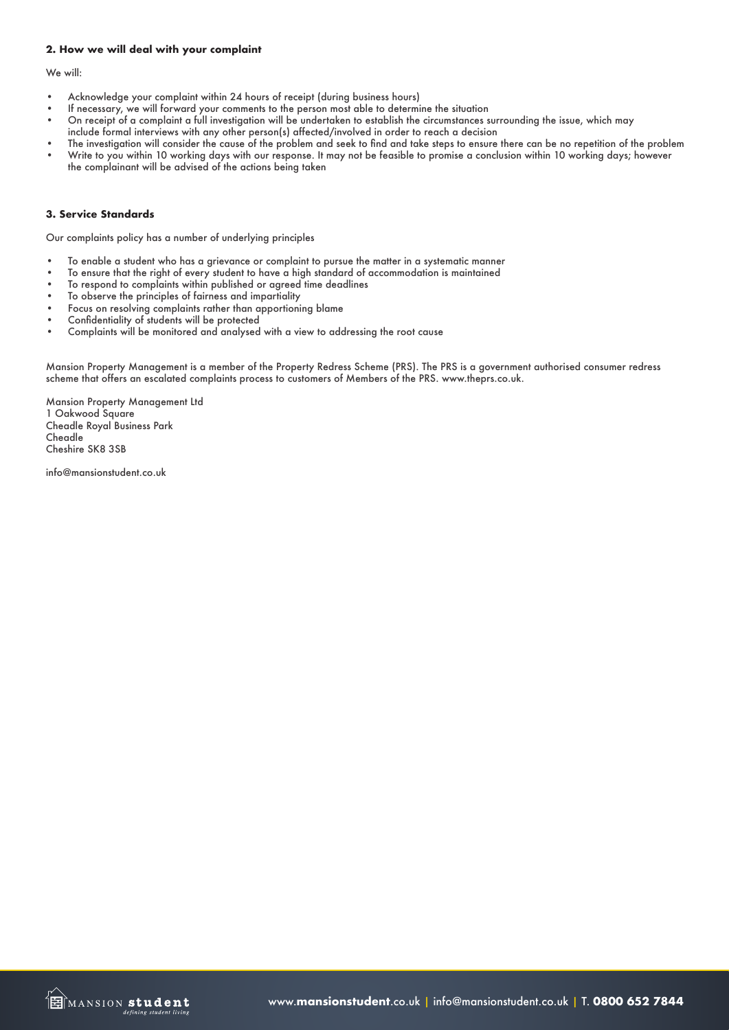### 2. How we will deal with your complaint

We will:

- Acknowledge your complaint within 24 hours of receipt (during business hours)
- If necessary, we will forward your comments to the person most able to determine the situation
- On receipt of a complaint a full investigation will be undertaken to establish the circumstances surrounding the issue, which may include formal interviews with any other person(s) affected/involved in order to reach a decision
- The investigation will consider the cause of the problem and seek to find and take steps to ensure there can be no repetition of the problem
- Write to you within 10 working days with our response. It may not be feasible to promise a conclusion within 10 working days; however the complainant will be advised of the actions being taken

### 3. Service Standards

Our complaints policy has a number of underlying principles

- To enable a student who has a grievance or complaint to pursue the matter in a systematic manner
- To ensure that the right of every student to have a high standard of accommodation is maintained
- To respond to complaints within published or agreed time deadlines
- To observe the principles of fairness and impartiality
- Focus on resolving complaints rather than apportioning blame
- Confidentiality of students will be protected
- Complaints will be monitored and analysed with a view to addressing the root cause

Mansion Property Management is a member of the Property Redress Scheme (PRS). The PRS is a government authorised consumer redress scheme that offers an escalated complaints process to customers of Members of the PRS. www.theprs.co.uk.

Mansion Property Management Ltd
1 Oakwood Square
Cheadle Royal Business Park
Cheadle
Cheshire SK8 3SB

info@mansionstudent.co.uk